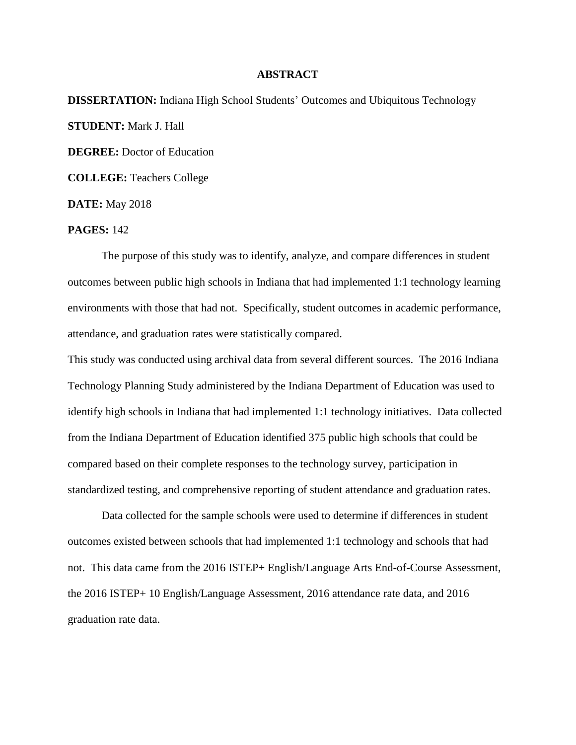# ABSTRACT

**DISSERTATION:** Indiana High School Students' Outcomes and Ubiquitous Technology

**STUDENT:** Mark J. Hall

**DEGREE:** Doctor of Education

**COLLEGE:** Teachers College

**DATE:** May 2018

**PAGES:** 142

The purpose of this study was to identify, analyze, and compare differences in student outcomes between public high schools in Indiana that had implemented 1:1 technology learning environments with those that had not. Specifically, student outcomes in academic performance, attendance, and graduation rates were statistically compared.

This study was conducted using archival data from several different sources. The 2016 Indiana Technology Planning Study administered by the Indiana Department of Education was used to identify high schools in Indiana that had implemented 1:1 technology initiatives. Data collected from the Indiana Department of Education identified 375 public high schools that could be compared based on their complete responses to the technology survey, participation in standardized testing, and comprehensive reporting of student attendance and graduation rates.

Data collected for the sample schools were used to determine if differences in student outcomes existed between schools that had implemented 1:1 technology and schools that had not. This data came from the 2016 ISTEP+ English/Language Arts End-of-Course Assessment, the 2016 ISTEP+ 10 English/Language Assessment, 2016 attendance rate data, and 2016 graduation rate data.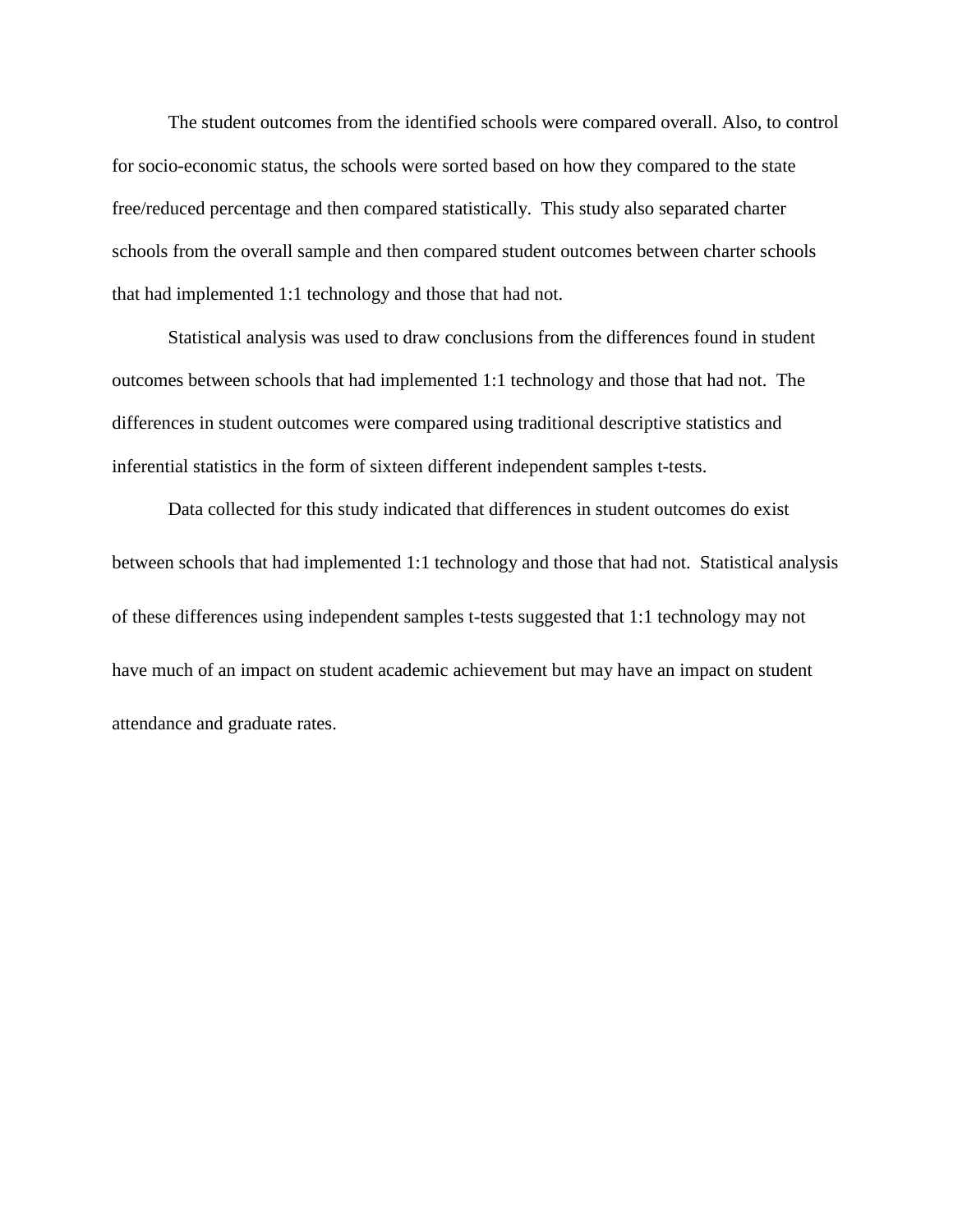The student outcomes from the identified schools were compared overall. Also, to control for socio-economic status, the schools were sorted based on how they compared to the state free/reduced percentage and then compared statistically. This study also separated charter schools from the overall sample and then compared student outcomes between charter schools that had implemented 1:1 technology and those that had not.

Statistical analysis was used to draw conclusions from the differences found in student outcomes between schools that had implemented 1:1 technology and those that had not. The differences in student outcomes were compared using traditional descriptive statistics and inferential statistics in the form of sixteen different independent samples t-tests.

Data collected for this study indicated that differences in student outcomes do exist between schools that had implemented 1:1 technology and those that had not. Statistical analysis of these differences using independent samples t-tests suggested that 1:1 technology may not have much of an impact on student academic achievement but may have an impact on student attendance and graduate rates.